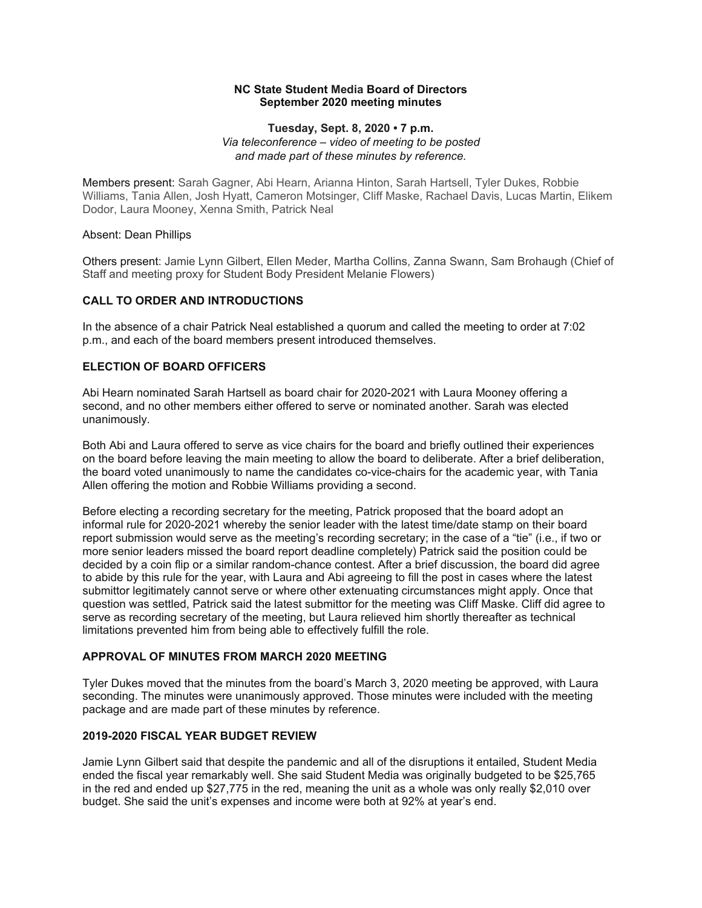**NC State Student Media Board of Directors**
**September 2020 meeting minutes**

**Tuesday, Sept. 8, 2020 • 7 p.m.**
*Via teleconference – video of meeting to be posted and made part of these minutes by reference.*

Members present: Sarah Gagner, Abi Hearn, Arianna Hinton, Sarah Hartsell, Tyler Dukes, Robbie Williams, Tania Allen, Josh Hyatt, Cameron Motsinger, Cliff Maske, Rachael Davis, Lucas Martin, Elikem Dodor, Laura Mooney, Xenna Smith, Patrick Neal

Absent: Dean Phillips

Others present: Jamie Lynn Gilbert, Ellen Meder, Martha Collins, Zanna Swann, Sam Brohaugh (Chief of Staff and meeting proxy for Student Body President Melanie Flowers)

## CALL TO ORDER AND INTRODUCTIONS

In the absence of a chair Patrick Neal established a quorum and called the meeting to order at 7:02 p.m., and each of the board members present introduced themselves.

## ELECTION OF BOARD OFFICERS

Abi Hearn nominated Sarah Hartsell as board chair for 2020-2021 with Laura Mooney offering a second, and no other members either offered to serve or nominated another. Sarah was elected unanimously.

Both Abi and Laura offered to serve as vice chairs for the board and briefly outlined their experiences on the board before leaving the main meeting to allow the board to deliberate. After a brief deliberation, the board voted unanimously to name the candidates co-vice-chairs for the academic year, with Tania Allen offering the motion and Robbie Williams providing a second.

Before electing a recording secretary for the meeting, Patrick proposed that the board adopt an informal rule for 2020-2021 whereby the senior leader with the latest time/date stamp on their board report submission would serve as the meeting's recording secretary; in the case of a "tie" (i.e., if two or more senior leaders missed the board report deadline completely) Patrick said the position could be decided by a coin flip or a similar random-chance contest. After a brief discussion, the board did agree to abide by this rule for the year, with Laura and Abi agreeing to fill the post in cases where the latest submittor legitimately cannot serve or where other extenuating circumstances might apply. Once that question was settled, Patrick said the latest submittor for the meeting was Cliff Maske. Cliff did agree to serve as recording secretary of the meeting, but Laura relieved him shortly thereafter as technical limitations prevented him from being able to effectively fulfill the role.

## APPROVAL OF MINUTES FROM MARCH 2020 MEETING

Tyler Dukes moved that the minutes from the board's March 3, 2020 meeting be approved, with Laura seconding. The minutes were unanimously approved. Those minutes were included with the meeting package and are made part of these minutes by reference.

## 2019-2020 FISCAL YEAR BUDGET REVIEW

Jamie Lynn Gilbert said that despite the pandemic and all of the disruptions it entailed, Student Media ended the fiscal year remarkably well. She said Student Media was originally budgeted to be $25,765 in the red and ended up $27,775 in the red, meaning the unit as a whole was only really $2,010 over budget. She said the unit's expenses and income were both at 92% at year's end.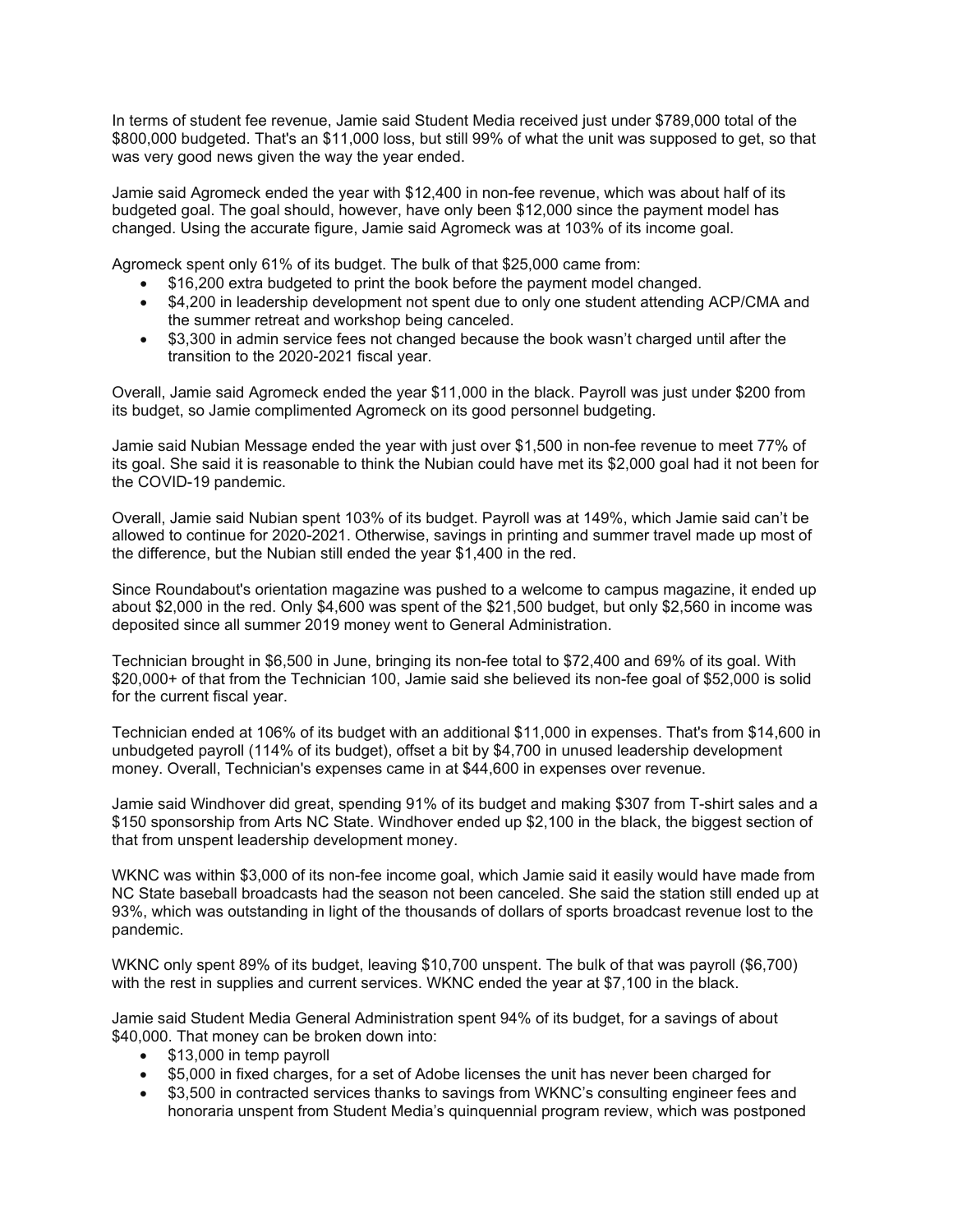In terms of student fee revenue, Jamie said Student Media received just under $789,000 total of the $800,000 budgeted. That's an $11,000 loss, but still 99% of what the unit was supposed to get, so that was very good news given the way the year ended.

Jamie said Agromeck ended the year with $12,400 in non-fee revenue, which was about half of its budgeted goal. The goal should, however, have only been $12,000 since the payment model has changed. Using the accurate figure, Jamie said Agromeck was at 103% of its income goal.

Agromeck spent only 61% of its budget. The bulk of that $25,000 came from:

- $16,200 extra budgeted to print the book before the payment model changed.
- $4,200 in leadership development not spent due to only one student attending ACP/CMA and the summer retreat and workshop being canceled.
- $3,300 in admin service fees not changed because the book wasn't charged until after the transition to the 2020-2021 fiscal year.

Overall, Jamie said Agromeck ended the year $11,000 in the black. Payroll was just under $200 from its budget, so Jamie complimented Agromeck on its good personnel budgeting.

Jamie said Nubian Message ended the year with just over $1,500 in non-fee revenue to meet 77% of its goal. She said it is reasonable to think the Nubian could have met its $2,000 goal had it not been for the COVID-19 pandemic.

Overall, Jamie said Nubian spent 103% of its budget. Payroll was at 149%, which Jamie said can't be allowed to continue for 2020-2021. Otherwise, savings in printing and summer travel made up most of the difference, but the Nubian still ended the year $1,400 in the red.

Since Roundabout's orientation magazine was pushed to a welcome to campus magazine, it ended up about $2,000 in the red. Only $4,600 was spent of the $21,500 budget, but only $2,560 in income was deposited since all summer 2019 money went to General Administration.

Technician brought in $6,500 in June, bringing its non-fee total to $72,400 and 69% of its goal. With $20,000+ of that from the Technician 100, Jamie said she believed its non-fee goal of $52,000 is solid for the current fiscal year.

Technician ended at 106% of its budget with an additional $11,000 in expenses. That's from $14,600 in unbudgeted payroll (114% of its budget), offset a bit by $4,700 in unused leadership development money. Overall, Technician's expenses came in at $44,600 in expenses over revenue.

Jamie said Windhover did great, spending 91% of its budget and making $307 from T-shirt sales and a $150 sponsorship from Arts NC State. Windhover ended up $2,100 in the black, the biggest section of that from unspent leadership development money.

WKNC was within $3,000 of its non-fee income goal, which Jamie said it easily would have made from NC State baseball broadcasts had the season not been canceled. She said the station still ended up at 93%, which was outstanding in light of the thousands of dollars of sports broadcast revenue lost to the pandemic.

WKNC only spent 89% of its budget, leaving $10,700 unspent. The bulk of that was payroll ($6,700) with the rest in supplies and current services. WKNC ended the year at $7,100 in the black.

Jamie said Student Media General Administration spent 94% of its budget, for a savings of about $40,000. That money can be broken down into:

- $13,000 in temp payroll
- $5,000 in fixed charges, for a set of Adobe licenses the unit has never been charged for
- $3,500 in contracted services thanks to savings from WKNC's consulting engineer fees and honoraria unspent from Student Media's quinquennial program review, which was postponed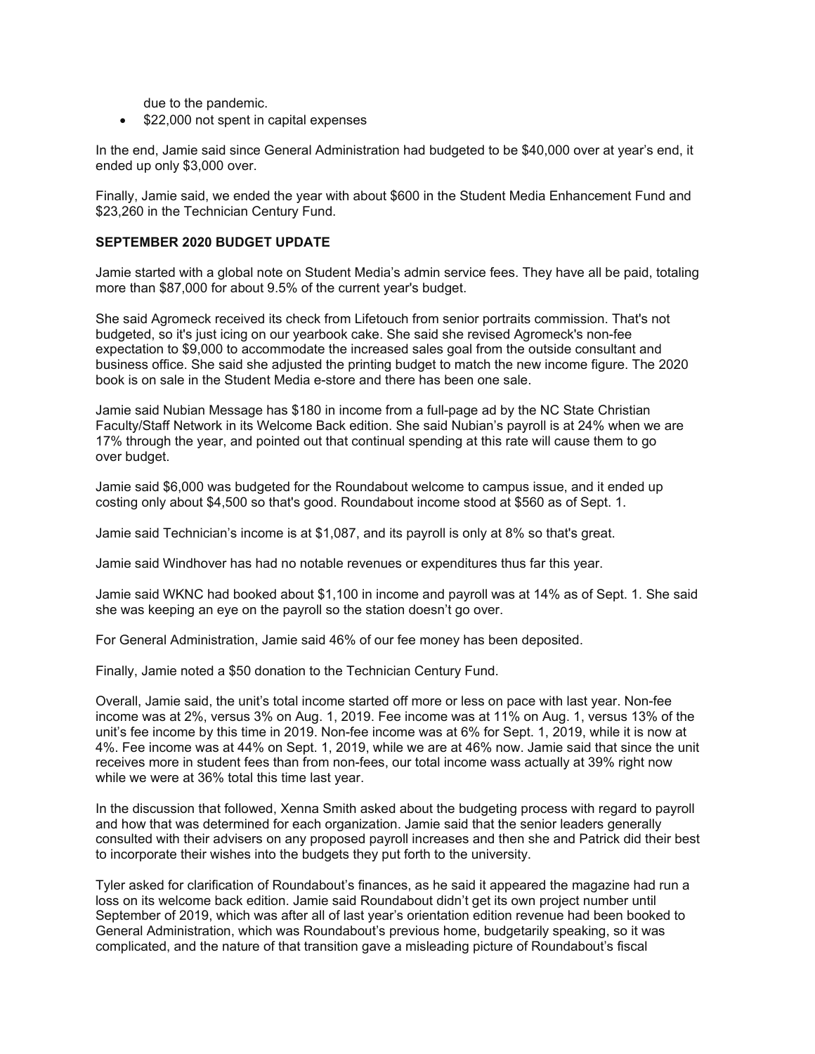due to the pandemic.

- $22,000 not spent in capital expenses

In the end, Jamie said since General Administration had budgeted to be $40,000 over at year's end, it ended up only $3,000 over.

Finally, Jamie said, we ended the year with about $600 in the Student Media Enhancement Fund and $23,260 in the Technician Century Fund.

**SEPTEMBER 2020 BUDGET UPDATE**

Jamie started with a global note on Student Media's admin service fees. They have all be paid, totaling more than $87,000 for about 9.5% of the current year's budget.

She said Agromeck received its check from Lifetouch from senior portraits commission. That's not budgeted, so it's just icing on our yearbook cake. She said she revised Agromeck's non-fee expectation to $9,000 to accommodate the increased sales goal from the outside consultant and business office. She said she adjusted the printing budget to match the new income figure. The 2020 book is on sale in the Student Media e-store and there has been one sale.

Jamie said Nubian Message has $180 in income from a full-page ad by the NC State Christian Faculty/Staff Network in its Welcome Back edition. She said Nubian's payroll is at 24% when we are 17% through the year, and pointed out that continual spending at this rate will cause them to go over budget.

Jamie said $6,000 was budgeted for the Roundabout welcome to campus issue, and it ended up costing only about $4,500 so that's good. Roundabout income stood at $560 as of Sept. 1.

Jamie said Technician's income is at $1,087, and its payroll is only at 8% so that's great.

Jamie said Windhover has had no notable revenues or expenditures thus far this year.

Jamie said WKNC had booked about $1,100 in income and payroll was at 14% as of Sept. 1. She said she was keeping an eye on the payroll so the station doesn't go over.

For General Administration, Jamie said 46% of our fee money has been deposited.

Finally, Jamie noted a $50 donation to the Technician Century Fund.

Overall, Jamie said, the unit's total income started off more or less on pace with last year. Non-fee income was at 2%, versus 3% on Aug. 1, 2019. Fee income was at 11% on Aug. 1, versus 13% of the unit's fee income by this time in 2019. Non-fee income was at 6% for Sept. 1, 2019, while it is now at 4%. Fee income was at 44% on Sept. 1, 2019, while we are at 46% now. Jamie said that since the unit receives more in student fees than from non-fees, our total income wass actually at 39% right now while we were at 36% total this time last year.

In the discussion that followed, Xenna Smith asked about the budgeting process with regard to payroll and how that was determined for each organization. Jamie said that the senior leaders generally consulted with their advisers on any proposed payroll increases and then she and Patrick did their best to incorporate their wishes into the budgets they put forth to the university.

Tyler asked for clarification of Roundabout's finances, as he said it appeared the magazine had run a loss on its welcome back edition. Jamie said Roundabout didn't get its own project number until September of 2019, which was after all of last year's orientation edition revenue had been booked to General Administration, which was Roundabout's previous home, budgetarily speaking, so it was complicated, and the nature of that transition gave a misleading picture of Roundabout's fiscal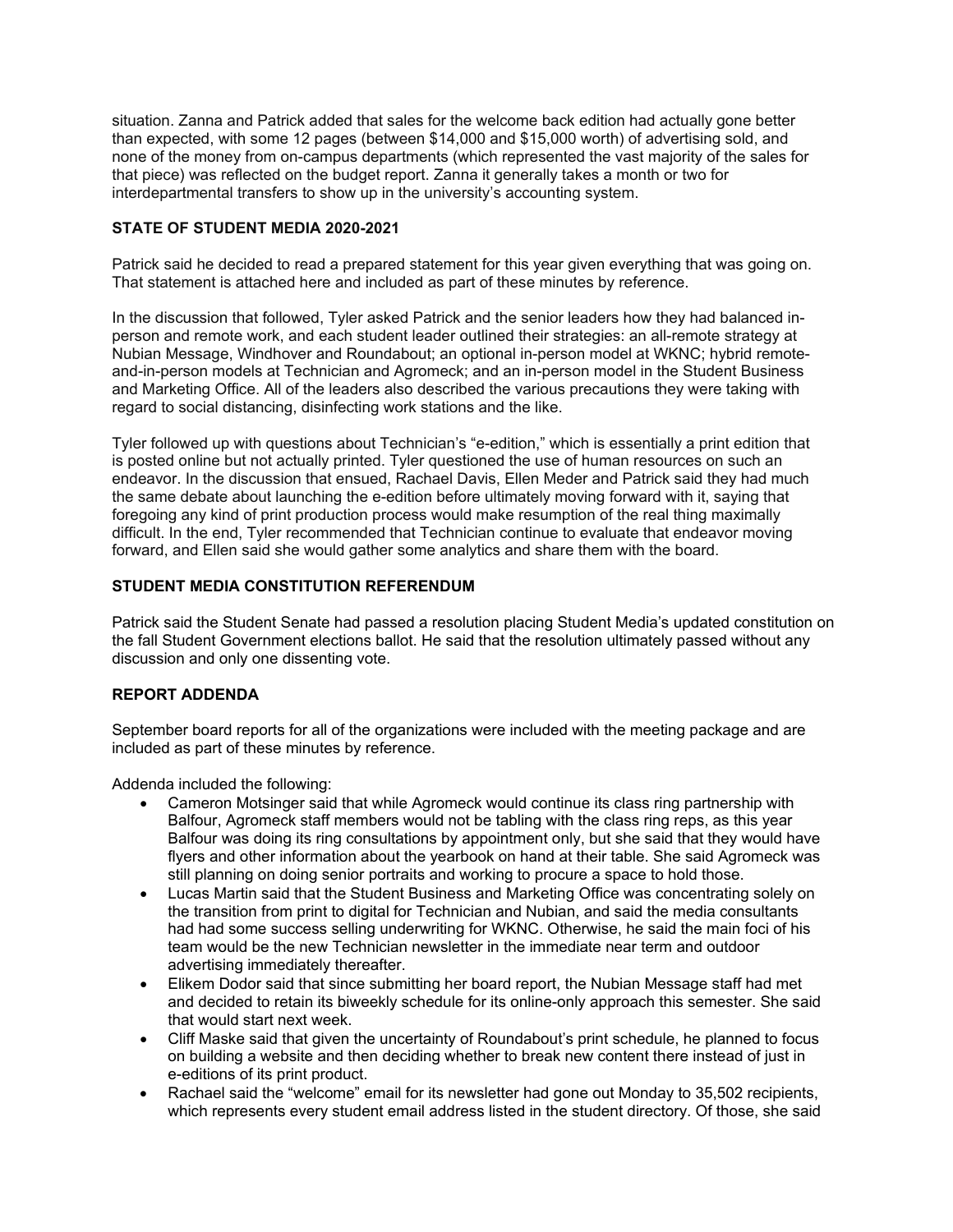situation. Zanna and Patrick added that sales for the welcome back edition had actually gone better than expected, with some 12 pages (between $14,000 and $15,000 worth) of advertising sold, and none of the money from on-campus departments (which represented the vast majority of the sales for that piece) was reflected on the budget report. Zanna it generally takes a month or two for interdepartmental transfers to show up in the university's accounting system.

**STATE OF STUDENT MEDIA 2020-2021**

Patrick said he decided to read a prepared statement for this year given everything that was going on. That statement is attached here and included as part of these minutes by reference.

In the discussion that followed, Tyler asked Patrick and the senior leaders how they had balanced in-person and remote work, and each student leader outlined their strategies: an all-remote strategy at Nubian Message, Windhover and Roundabout; an optional in-person model at WKNC; hybrid remote-and-in-person models at Technician and Agromeck; and an in-person model in the Student Business and Marketing Office. All of the leaders also described the various precautions they were taking with regard to social distancing, disinfecting work stations and the like.

Tyler followed up with questions about Technician's "e-edition," which is essentially a print edition that is posted online but not actually printed. Tyler questioned the use of human resources on such an endeavor. In the discussion that ensued, Rachael Davis, Ellen Meder and Patrick said they had much the same debate about launching the e-edition before ultimately moving forward with it, saying that foregoing any kind of print production process would make resumption of the real thing maximally difficult. In the end, Tyler recommended that Technician continue to evaluate that endeavor moving forward, and Ellen said she would gather some analytics and share them with the board.

**STUDENT MEDIA CONSTITUTION REFERENDUM**

Patrick said the Student Senate had passed a resolution placing Student Media's updated constitution on the fall Student Government elections ballot. He said that the resolution ultimately passed without any discussion and only one dissenting vote.

**REPORT ADDENDA**

September board reports for all of the organizations were included with the meeting package and are included as part of these minutes by reference.

Addenda included the following:

- Cameron Motsinger said that while Agromeck would continue its class ring partnership with Balfour, Agromeck staff members would not be tabling with the class ring reps, as this year Balfour was doing its ring consultations by appointment only, but she said that they would have flyers and other information about the yearbook on hand at their table. She said Agromeck was still planning on doing senior portraits and working to procure a space to hold those.
- Lucas Martin said that the Student Business and Marketing Office was concentrating solely on the transition from print to digital for Technician and Nubian, and said the media consultants had had some success selling underwriting for WKNC. Otherwise, he said the main foci of his team would be the new Technician newsletter in the immediate near term and outdoor advertising immediately thereafter.
- Elikem Dodor said that since submitting her board report, the Nubian Message staff had met and decided to retain its biweekly schedule for its online-only approach this semester. She said that would start next week.
- Cliff Maske said that given the uncertainty of Roundabout's print schedule, he planned to focus on building a website and then deciding whether to break new content there instead of just in e-editions of its print product.
- Rachael said the "welcome" email for its newsletter had gone out Monday to 35,502 recipients, which represents every student email address listed in the student directory. Of those, she said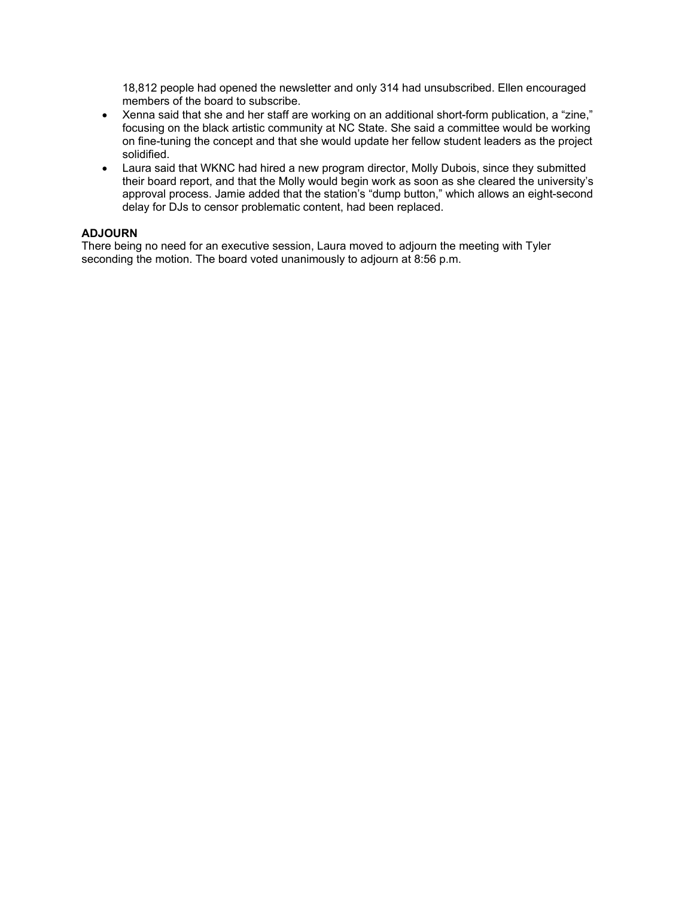18,812 people had opened the newsletter and only 314 had unsubscribed. Ellen encouraged members of the board to subscribe.

- Xenna said that she and her staff are working on an additional short-form publication, a “zine,” focusing on the black artistic community at NC State. She said a committee would be working on fine-tuning the concept and that she would update her fellow student leaders as the project solidified.
- Laura said that WKNC had hired a new program director, Molly Dubois, since they submitted their board report, and that the Molly would begin work as soon as she cleared the university’s approval process. Jamie added that the station’s “dump button,” which allows an eight-second delay for DJs to censor problematic content, had been replaced.

**ADJOURN**

There being no need for an executive session, Laura moved to adjourn the meeting with Tyler seconding the motion. The board voted unanimously to adjourn at 8:56 p.m.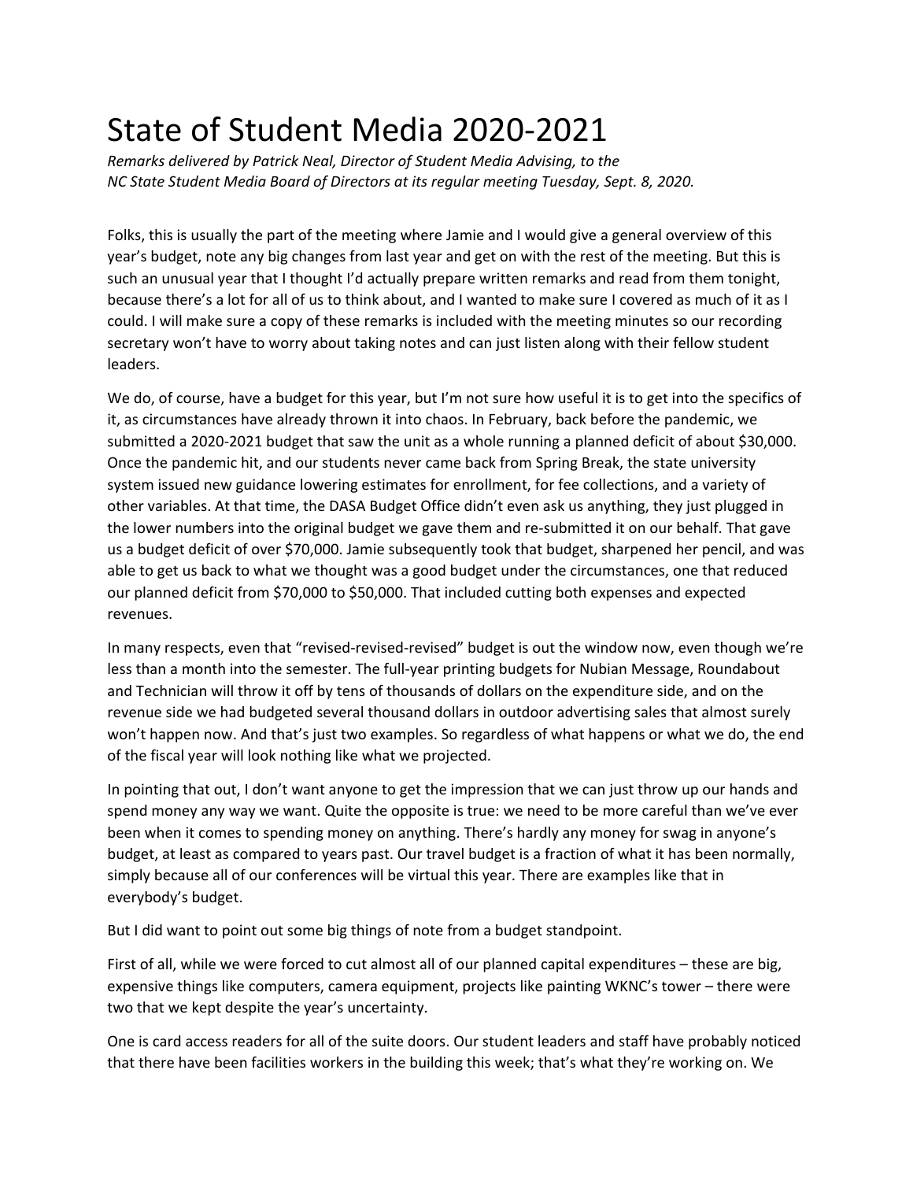# State of Student Media 2020-2021

*Remarks delivered by Patrick Neal, Director of Student Media Advising, to the NC State Student Media Board of Directors at its regular meeting Tuesday, Sept. 8, 2020.*

Folks, this is usually the part of the meeting where Jamie and I would give a general overview of this year's budget, note any big changes from last year and get on with the rest of the meeting. But this is such an unusual year that I thought I'd actually prepare written remarks and read from them tonight, because there's a lot for all of us to think about, and I wanted to make sure I covered as much of it as I could. I will make sure a copy of these remarks is included with the meeting minutes so our recording secretary won't have to worry about taking notes and can just listen along with their fellow student leaders.

We do, of course, have a budget for this year, but I'm not sure how useful it is to get into the specifics of it, as circumstances have already thrown it into chaos. In February, back before the pandemic, we submitted a 2020-2021 budget that saw the unit as a whole running a planned deficit of about $30,000. Once the pandemic hit, and our students never came back from Spring Break, the state university system issued new guidance lowering estimates for enrollment, for fee collections, and a variety of other variables. At that time, the DASA Budget Office didn't even ask us anything, they just plugged in the lower numbers into the original budget we gave them and re-submitted it on our behalf. That gave us a budget deficit of over $70,000. Jamie subsequently took that budget, sharpened her pencil, and was able to get us back to what we thought was a good budget under the circumstances, one that reduced our planned deficit from $70,000 to $50,000. That included cutting both expenses and expected revenues.

In many respects, even that "revised-revised-revised" budget is out the window now, even though we're less than a month into the semester. The full-year printing budgets for Nubian Message, Roundabout and Technician will throw it off by tens of thousands of dollars on the expenditure side, and on the revenue side we had budgeted several thousand dollars in outdoor advertising sales that almost surely won't happen now. And that's just two examples. So regardless of what happens or what we do, the end of the fiscal year will look nothing like what we projected.

In pointing that out, I don't want anyone to get the impression that we can just throw up our hands and spend money any way we want. Quite the opposite is true: we need to be more careful than we've ever been when it comes to spending money on anything. There's hardly any money for swag in anyone's budget, at least as compared to years past. Our travel budget is a fraction of what it has been normally, simply because all of our conferences will be virtual this year. There are examples like that in everybody's budget.

But I did want to point out some big things of note from a budget standpoint.

First of all, while we were forced to cut almost all of our planned capital expenditures – these are big, expensive things like computers, camera equipment, projects like painting WKNC's tower – there were two that we kept despite the year's uncertainty.

One is card access readers for all of the suite doors. Our student leaders and staff have probably noticed that there have been facilities workers in the building this week; that's what they're working on. We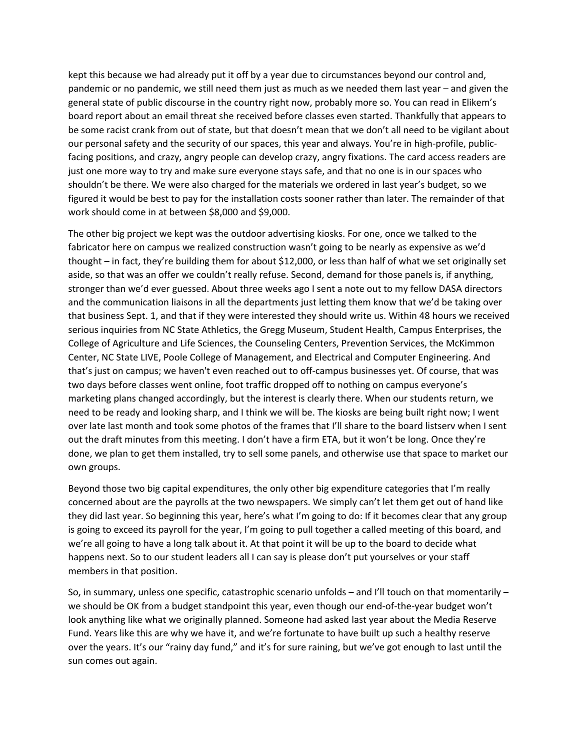kept this because we had already put it off by a year due to circumstances beyond our control and, pandemic or no pandemic, we still need them just as much as we needed them last year – and given the general state of public discourse in the country right now, probably more so. You can read in Elikem's board report about an email threat she received before classes even started. Thankfully that appears to be some racist crank from out of state, but that doesn't mean that we don't all need to be vigilant about our personal safety and the security of our spaces, this year and always. You're in high-profile, public-facing positions, and crazy, angry people can develop crazy, angry fixations. The card access readers are just one more way to try and make sure everyone stays safe, and that no one is in our spaces who shouldn't be there. We were also charged for the materials we ordered in last year's budget, so we figured it would be best to pay for the installation costs sooner rather than later. The remainder of that work should come in at between $8,000 and $9,000.

The other big project we kept was the outdoor advertising kiosks. For one, once we talked to the fabricator here on campus we realized construction wasn't going to be nearly as expensive as we'd thought – in fact, they're building them for about $12,000, or less than half of what we set originally set aside, so that was an offer we couldn't really refuse. Second, demand for those panels is, if anything, stronger than we'd ever guessed. About three weeks ago I sent a note out to my fellow DASA directors and the communication liaisons in all the departments just letting them know that we'd be taking over that business Sept. 1, and that if they were interested they should write us. Within 48 hours we received serious inquiries from NC State Athletics, the Gregg Museum, Student Health, Campus Enterprises, the College of Agriculture and Life Sciences, the Counseling Centers, Prevention Services, the McKimmon Center, NC State LIVE, Poole College of Management, and Electrical and Computer Engineering. And that's just on campus; we haven't even reached out to off-campus businesses yet. Of course, that was two days before classes went online, foot traffic dropped off to nothing on campus everyone's marketing plans changed accordingly, but the interest is clearly there. When our students return, we need to be ready and looking sharp, and I think we will be. The kiosks are being built right now; I went over late last month and took some photos of the frames that I'll share to the board listserv when I sent out the draft minutes from this meeting. I don't have a firm ETA, but it won't be long. Once they're done, we plan to get them installed, try to sell some panels, and otherwise use that space to market our own groups.

Beyond those two big capital expenditures, the only other big expenditure categories that I'm really concerned about are the payrolls at the two newspapers. We simply can't let them get out of hand like they did last year. So beginning this year, here's what I'm going to do: If it becomes clear that any group is going to exceed its payroll for the year, I'm going to pull together a called meeting of this board, and we're all going to have a long talk about it. At that point it will be up to the board to decide what happens next. So to our student leaders all I can say is please don't put yourselves or your staff members in that position.

So, in summary, unless one specific, catastrophic scenario unfolds – and I'll touch on that momentarily – we should be OK from a budget standpoint this year, even though our end-of-the-year budget won't look anything like what we originally planned. Someone had asked last year about the Media Reserve Fund. Years like this are why we have it, and we're fortunate to have built up such a healthy reserve over the years. It's our "rainy day fund," and it's for sure raining, but we've got enough to last until the sun comes out again.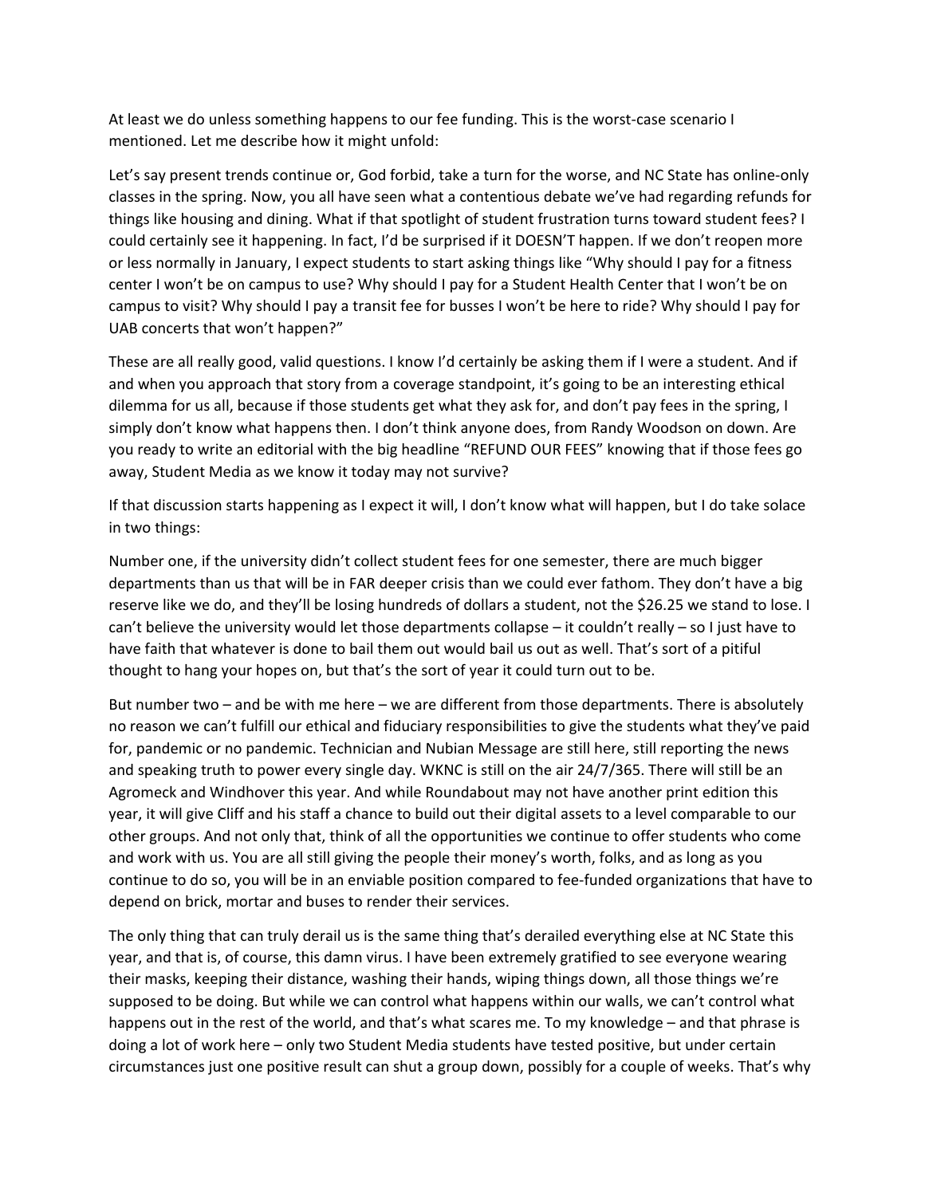At least we do unless something happens to our fee funding. This is the worst-case scenario I mentioned. Let me describe how it might unfold:

Let's say present trends continue or, God forbid, take a turn for the worse, and NC State has online-only classes in the spring. Now, you all have seen what a contentious debate we've had regarding refunds for things like housing and dining. What if that spotlight of student frustration turns toward student fees? I could certainly see it happening. In fact, I'd be surprised if it DOESN'T happen. If we don't reopen more or less normally in January, I expect students to start asking things like "Why should I pay for a fitness center I won't be on campus to use? Why should I pay for a Student Health Center that I won't be on campus to visit? Why should I pay a transit fee for busses I won't be here to ride? Why should I pay for UAB concerts that won't happen?"

These are all really good, valid questions. I know I'd certainly be asking them if I were a student. And if and when you approach that story from a coverage standpoint, it's going to be an interesting ethical dilemma for us all, because if those students get what they ask for, and don't pay fees in the spring, I simply don't know what happens then. I don't think anyone does, from Randy Woodson on down. Are you ready to write an editorial with the big headline "REFUND OUR FEES" knowing that if those fees go away, Student Media as we know it today may not survive?

If that discussion starts happening as I expect it will, I don't know what will happen, but I do take solace in two things:

Number one, if the university didn't collect student fees for one semester, there are much bigger departments than us that will be in FAR deeper crisis than we could ever fathom. They don't have a big reserve like we do, and they'll be losing hundreds of dollars a student, not the $26.25 we stand to lose. I can't believe the university would let those departments collapse – it couldn't really – so I just have to have faith that whatever is done to bail them out would bail us out as well. That's sort of a pitiful thought to hang your hopes on, but that's the sort of year it could turn out to be.

But number two – and be with me here – we are different from those departments. There is absolutely no reason we can't fulfill our ethical and fiduciary responsibilities to give the students what they've paid for, pandemic or no pandemic. Technician and Nubian Message are still here, still reporting the news and speaking truth to power every single day. WKNC is still on the air 24/7/365. There will still be an Agromeck and Windhover this year. And while Roundabout may not have another print edition this year, it will give Cliff and his staff a chance to build out their digital assets to a level comparable to our other groups. And not only that, think of all the opportunities we continue to offer students who come and work with us. You are all still giving the people their money's worth, folks, and as long as you continue to do so, you will be in an enviable position compared to fee-funded organizations that have to depend on brick, mortar and buses to render their services.

The only thing that can truly derail us is the same thing that's derailed everything else at NC State this year, and that is, of course, this damn virus. I have been extremely gratified to see everyone wearing their masks, keeping their distance, washing their hands, wiping things down, all those things we're supposed to be doing. But while we can control what happens within our walls, we can't control what happens out in the rest of the world, and that's what scares me. To my knowledge – and that phrase is doing a lot of work here – only two Student Media students have tested positive, but under certain circumstances just one positive result can shut a group down, possibly for a couple of weeks. That's why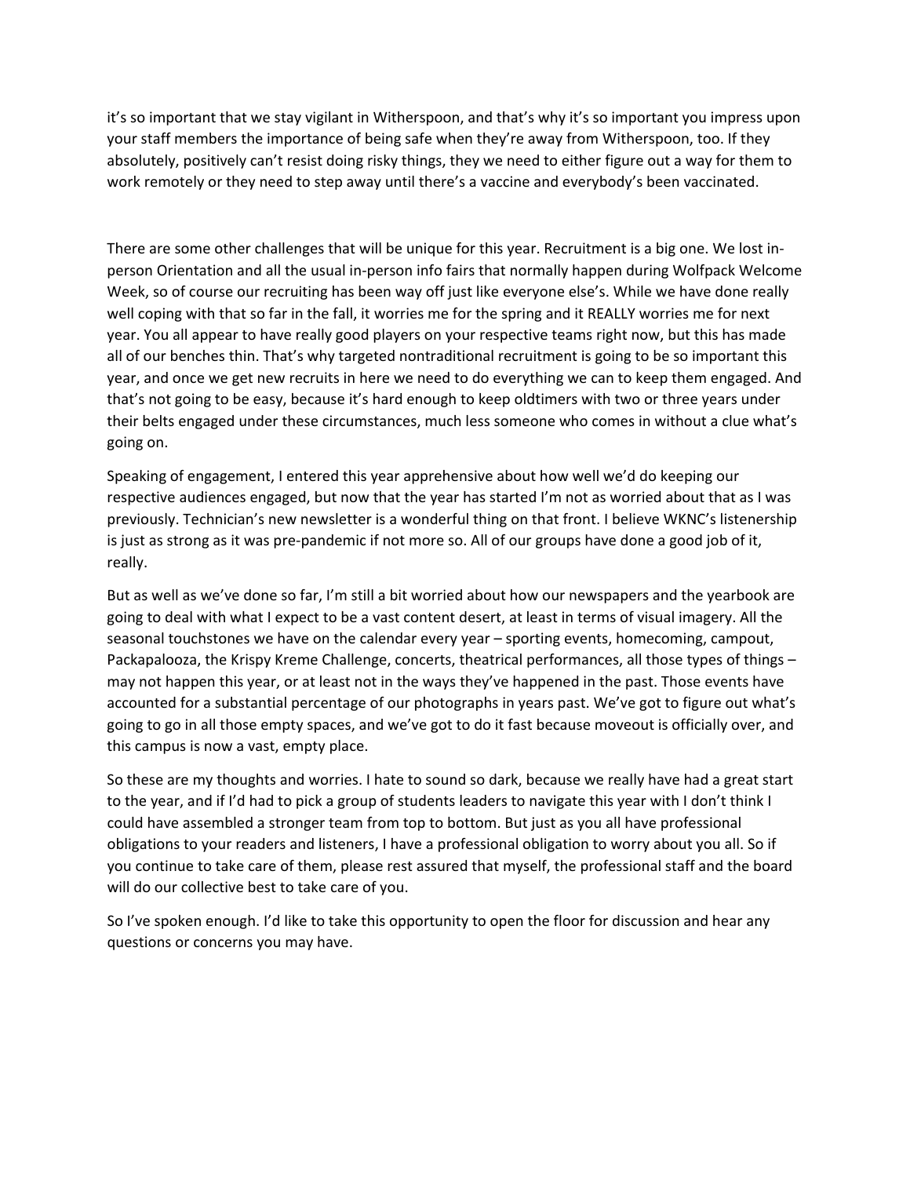it's so important that we stay vigilant in Witherspoon, and that's why it's so important you impress upon your staff members the importance of being safe when they're away from Witherspoon, too. If they absolutely, positively can't resist doing risky things, they we need to either figure out a way for them to work remotely or they need to step away until there's a vaccine and everybody's been vaccinated.

There are some other challenges that will be unique for this year. Recruitment is a big one. We lost in-person Orientation and all the usual in-person info fairs that normally happen during Wolfpack Welcome Week, so of course our recruiting has been way off just like everyone else's. While we have done really well coping with that so far in the fall, it worries me for the spring and it REALLY worries me for next year. You all appear to have really good players on your respective teams right now, but this has made all of our benches thin. That's why targeted nontraditional recruitment is going to be so important this year, and once we get new recruits in here we need to do everything we can to keep them engaged. And that's not going to be easy, because it's hard enough to keep oldtimers with two or three years under their belts engaged under these circumstances, much less someone who comes in without a clue what's going on.

Speaking of engagement, I entered this year apprehensive about how well we'd do keeping our respective audiences engaged, but now that the year has started I'm not as worried about that as I was previously. Technician's new newsletter is a wonderful thing on that front. I believe WKNC's listenership is just as strong as it was pre-pandemic if not more so. All of our groups have done a good job of it, really.

But as well as we've done so far, I'm still a bit worried about how our newspapers and the yearbook are going to deal with what I expect to be a vast content desert, at least in terms of visual imagery. All the seasonal touchstones we have on the calendar every year – sporting events, homecoming, campout, Packapalooza, the Krispy Kreme Challenge, concerts, theatrical performances, all those types of things – may not happen this year, or at least not in the ways they've happened in the past. Those events have accounted for a substantial percentage of our photographs in years past. We've got to figure out what's going to go in all those empty spaces, and we've got to do it fast because moveout is officially over, and this campus is now a vast, empty place.

So these are my thoughts and worries. I hate to sound so dark, because we really have had a great start to the year, and if I'd had to pick a group of students leaders to navigate this year with I don't think I could have assembled a stronger team from top to bottom. But just as you all have professional obligations to your readers and listeners, I have a professional obligation to worry about you all. So if you continue to take care of them, please rest assured that myself, the professional staff and the board will do our collective best to take care of you.

So I've spoken enough. I'd like to take this opportunity to open the floor for discussion and hear any questions or concerns you may have.